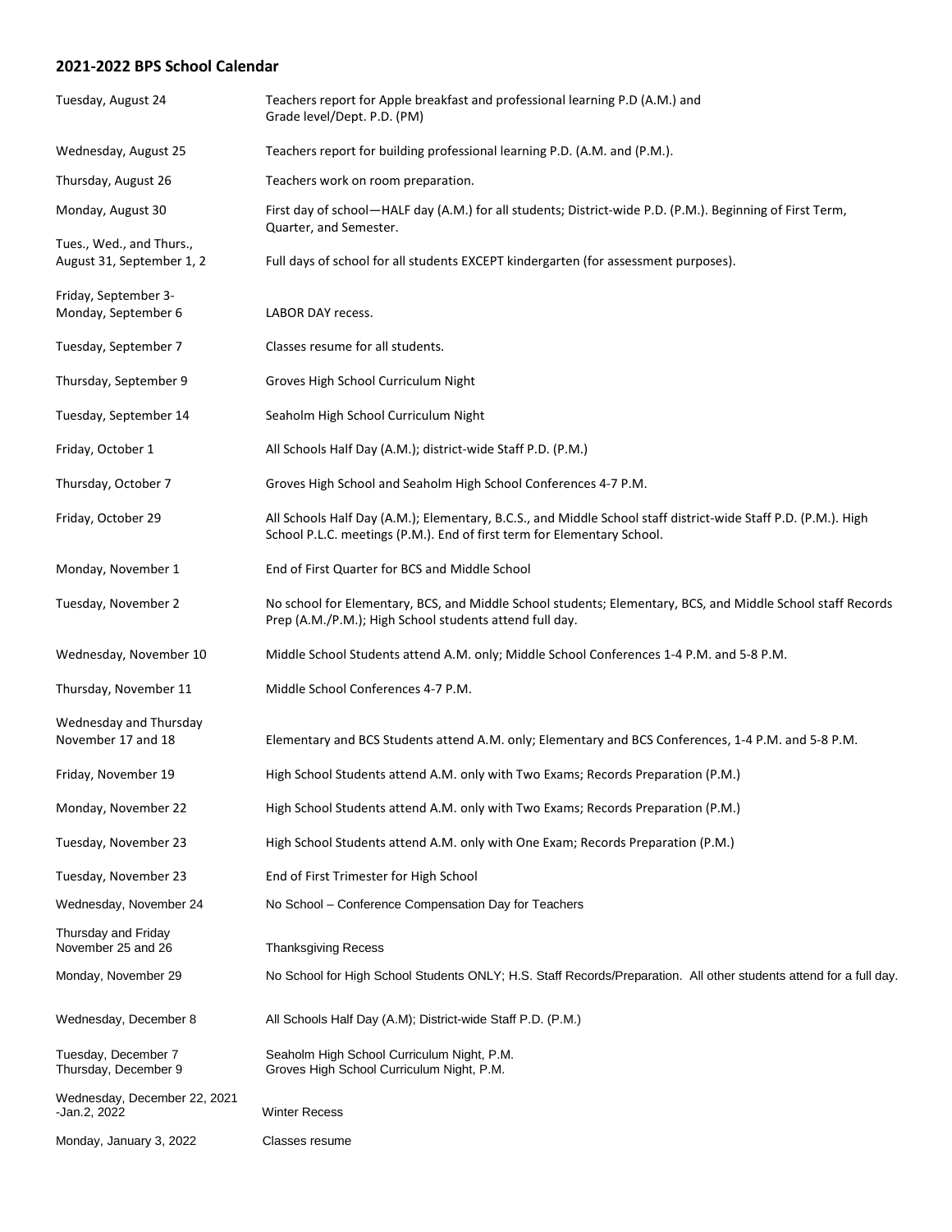## 2021-2022 BPS School Calendar

| Date | Event |
| --- | --- |
| Tuesday, August 24 | Teachers report for Apple breakfast and professional learning P.D (A.M.) and Grade level/Dept. P.D. (PM) |
| Wednesday, August 25 | Teachers report for building professional learning P.D. (A.M. and (P.M.). |
| Thursday, August 26 | Teachers work on room preparation. |
| Monday, August 30 | First day of school—HALF day (A.M.) for all students; District-wide P.D. (P.M.). Beginning of First Term, Quarter, and Semester. |
| Tues., Wed., and Thurs., August 31, September 1, 2 | Full days of school for all students EXCEPT kindergarten (for assessment purposes). |
| Friday, September 3- Monday, September 6 | LABOR DAY recess. |
| Tuesday, September 7 | Classes resume for all students. |
| Thursday, September 9 | Groves High School Curriculum Night |
| Tuesday, September 14 | Seaholm High School Curriculum Night |
| Friday, October 1 | All Schools Half Day (A.M.); district-wide Staff P.D. (P.M.) |
| Thursday, October 7 | Groves High School and Seaholm High School Conferences 4-7 P.M. |
| Friday, October 29 | All Schools Half Day (A.M.); Elementary, B.C.S., and Middle School staff district-wide Staff P.D. (P.M.). High School P.L.C. meetings (P.M.). End of first term for Elementary School. |
| Monday, November 1 | End of First Quarter for BCS and Middle School |
| Tuesday, November 2 | No school for Elementary, BCS, and Middle School students; Elementary, BCS, and Middle School staff Records Prep (A.M./P.M.); High School students attend full day. |
| Wednesday, November 10 | Middle School Students attend A.M. only; Middle School Conferences 1-4 P.M. and 5-8 P.M. |
| Thursday, November 11 | Middle School Conferences 4-7 P.M. |
| Wednesday and Thursday November 17 and 18 | Elementary and BCS Students attend A.M. only; Elementary and BCS Conferences, 1-4 P.M. and 5-8 P.M. |
| Friday, November 19 | High School Students attend A.M. only with Two Exams; Records Preparation (P.M.) |
| Monday, November 22 | High School Students attend A.M. only with Two Exams; Records Preparation (P.M.) |
| Tuesday, November 23 | High School Students attend A.M. only with One Exam; Records Preparation (P.M.) |
| Tuesday, November 23 | End of First Trimester for High School |
| Wednesday, November 24 | No School – Conference Compensation Day for Teachers |
| Thursday and Friday November 25 and 26 | Thanksgiving Recess |
| Monday, November 29 | No School for High School Students ONLY; H.S. Staff Records/Preparation. All other students attend for a full day. |
| Wednesday, December 8 | All Schools Half Day (A.M); District-wide Staff P.D. (P.M.) |
| Tuesday, December 7 | Seaholm High School Curriculum Night, P.M. |
| Thursday, December 9 | Groves High School Curriculum Night, P.M. |
| Wednesday, December 22, 2021 -Jan.2, 2022 | Winter Recess |
| Monday, January 3, 2022 | Classes resume |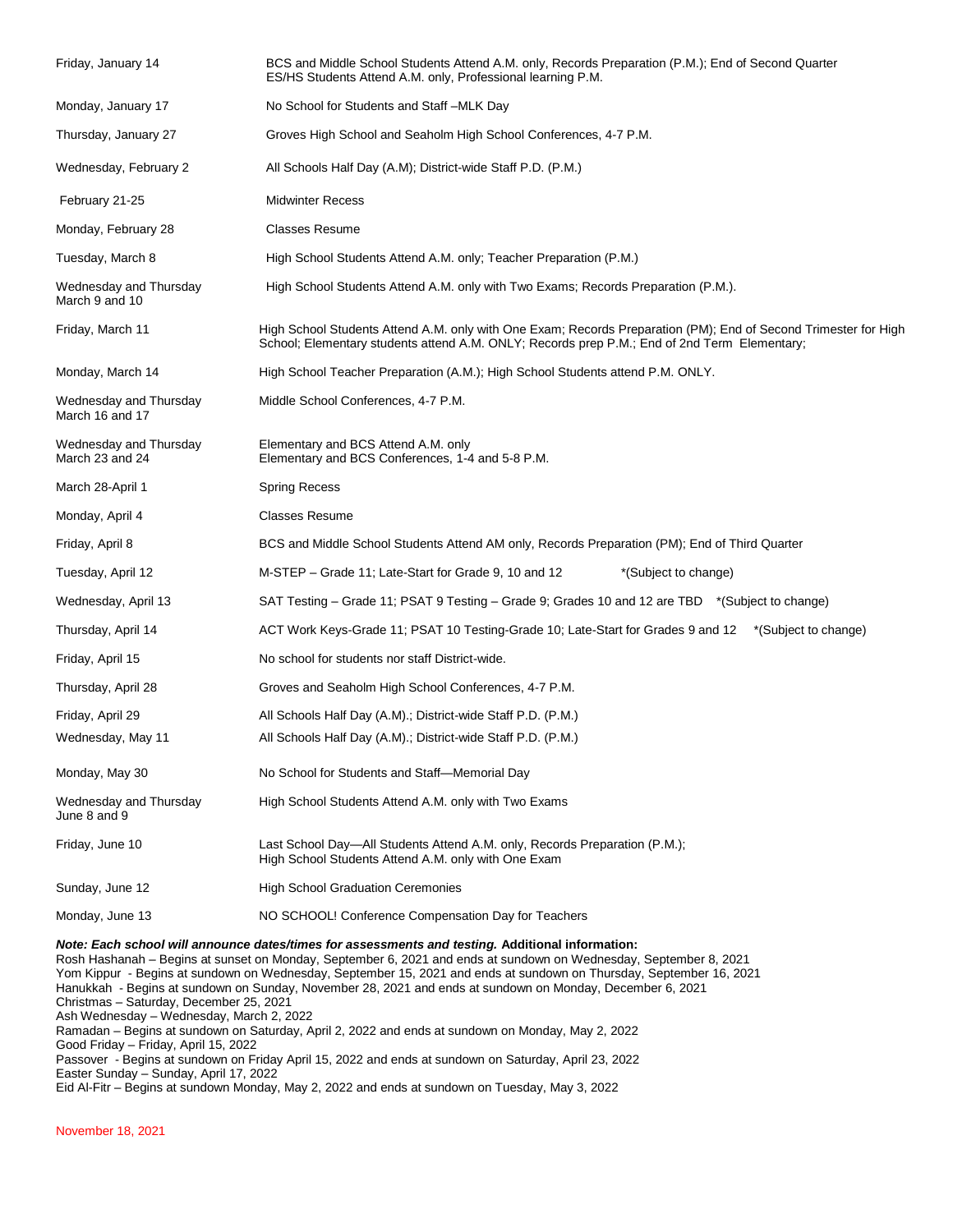| | |
|---|---|
| Friday, January 14 | BCS and Middle School Students Attend A.M. only, Records Preparation (P.M.); End of Second Quarter ES/HS Students Attend A.M. only, Professional learning P.M. |
| Monday, January 17 | No School for Students and Staff –MLK Day |
| Thursday, January 27 | Groves High School and Seaholm High School Conferences, 4-7 P.M. |
| Wednesday, February 2 | All Schools Half Day (A.M); District-wide Staff P.D. (P.M.) |
| February 21-25 | Midwinter Recess |
| Monday, February 28 | Classes Resume |
| Tuesday, March 8 | High School Students Attend A.M. only; Teacher Preparation (P.M.) |
| Wednesday and Thursday March 9 and 10 | High School Students Attend A.M. only with Two Exams; Records Preparation (P.M.). |
| Friday, March 11 | High School Students Attend A.M. only with One Exam; Records Preparation (PM); End of Second Trimester for High School; Elementary students attend A.M. ONLY; Records prep P.M.; End of 2nd Term Elementary; |
| Monday, March 14 | High School Teacher Preparation (A.M.); High School Students attend P.M. ONLY. |
| Wednesday and Thursday March 16 and 17 | Middle School Conferences, 4-7 P.M. |
| Wednesday and Thursday March 23 and 24 | Elementary and BCS Attend A.M. only Elementary and BCS Conferences, 1-4 and 5-8 P.M. |
| March 28-April 1 | Spring Recess |
| Monday, April 4 | Classes Resume |
| Friday, April 8 | BCS and Middle School Students Attend AM only, Records Preparation (PM); End of Third Quarter |
| Tuesday, April 12 | M-STEP – Grade 11; Late-Start for Grade 9, 10 and 12 *(Subject to change) |
| Wednesday, April 13 | SAT Testing – Grade 11; PSAT 9 Testing – Grade 9; Grades 10 and 12 are TBD *(Subject to change) |
| Thursday, April 14 | ACT Work Keys-Grade 11; PSAT 10 Testing-Grade 10; Late-Start for Grades 9 and 12 *(Subject to change) |
| Friday, April 15 | No school for students nor staff District-wide. |
| Thursday, April 28 | Groves and Seaholm High School Conferences, 4-7 P.M. |
| Friday, April 29 | All Schools Half Day (A.M).; District-wide Staff P.D. (P.M.) |
| Wednesday, May 11 | All Schools Half Day (A.M).; District-wide Staff P.D. (P.M.) |
| Monday, May 30 | No School for Students and Staff—Memorial Day |
| Wednesday and Thursday June 8 and 9 | High School Students Attend A.M. only with Two Exams |
| Friday, June 10 | Last School Day—All Students Attend A.M. only, Records Preparation (P.M.); High School Students Attend A.M. only with One Exam |
| Sunday, June 12 | High School Graduation Ceremonies |
| Monday, June 13 | NO SCHOOL! Conference Compensation Day for Teachers |

***Note: Each school will announce dates/times for assessments and testing.*** **Additional information:**
Rosh Hashanah – Begins at sunset on Monday, September 6, 2021 and ends at sundown on Wednesday, September 8, 2021
Yom Kippur - Begins at sundown on Wednesday, September 15, 2021 and ends at sundown on Thursday, September 16, 2021
Hanukkah - Begins at sundown on Sunday, November 28, 2021 and ends at sundown on Monday, December 6, 2021
Christmas – Saturday, December 25, 2021
Ash Wednesday – Wednesday, March 2, 2022
Ramadan – Begins at sundown on Saturday, April 2, 2022 and ends at sundown on Monday, May 2, 2022
Good Friday – Friday, April 15, 2022
Passover - Begins at sundown on Friday April 15, 2022 and ends at sundown on Saturday, April 23, 2022
Easter Sunday – Sunday, April 17, 2022
Eid Al-Fitr – Begins at sundown Monday, May 2, 2022 and ends at sundown on Tuesday, May 3, 2022

November 18, 2021